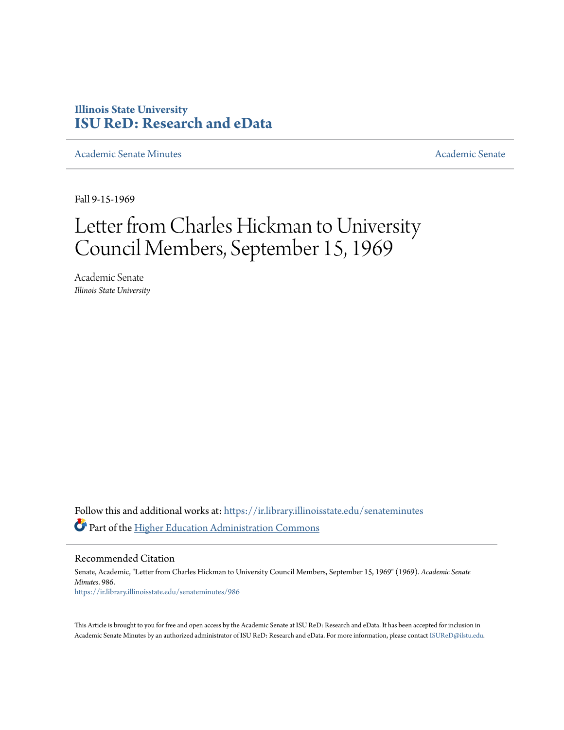Illinois State University
# ISU ReD: Research and eData

Academic Senate Minutes — Academic Senate

Fall 9-15-1969

# Letter from Charles Hickman to University Council Members, September 15, 1969

Academic Senate
*Illinois State University*

Follow this and additional works at: https://ir.library.illinoisstate.edu/senateminutes

Part of the Higher Education Administration Commons

## Recommended Citation

Senate, Academic, "Letter from Charles Hickman to University Council Members, September 15, 1969" (1969). *Academic Senate Minutes*. 986.
https://ir.library.illinoisstate.edu/senateminutes/986

This Article is brought to you for free and open access by the Academic Senate at ISU ReD: Research and eData. It has been accepted for inclusion in Academic Senate Minutes by an authorized administrator of ISU ReD: Research and eData. For more information, please contact ISUReD@ilstu.edu.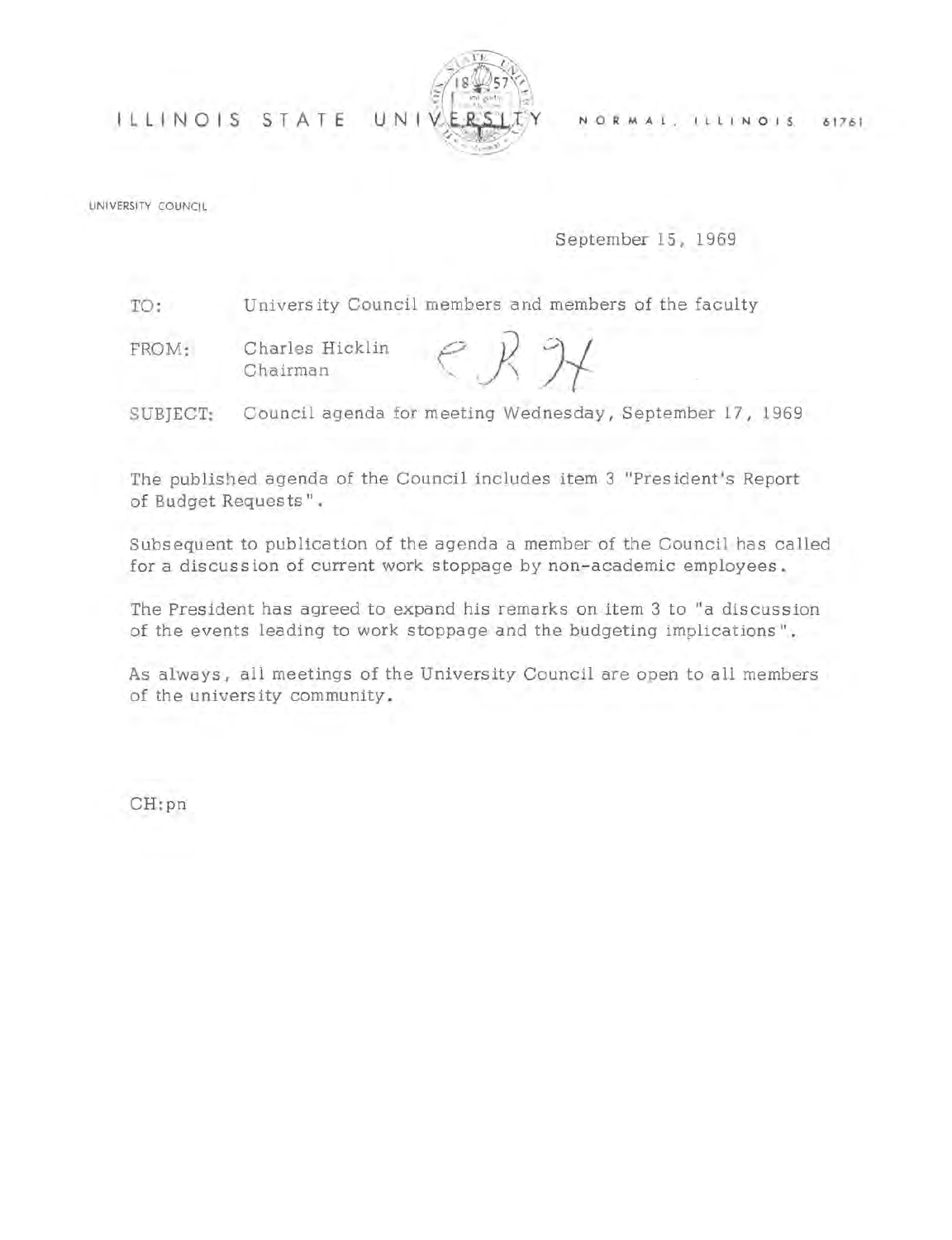ILLINOIS STATE UNIVERSITY NORMAL, ILLINOIS 61761

UNIVERSITY COUNCIL

September 15, 1969

TO: University Council members and members of the faculty

FROM: Charles Hicklin, Chairman

SUBJECT: Council agenda for meeting Wednesday, September 17, 1969

The published agenda of the Council includes item 3 "President's Report of Budget Requests".

Subsequent to publication of the agenda a member of the Council has called for a discussion of current work stoppage by non-academic employees.

The President has agreed to expand his remarks on item 3 to "a discussion of the events leading to work stoppage and the budgeting implications".

As always, all meetings of the University Council are open to all members of the university community.

CH:pn